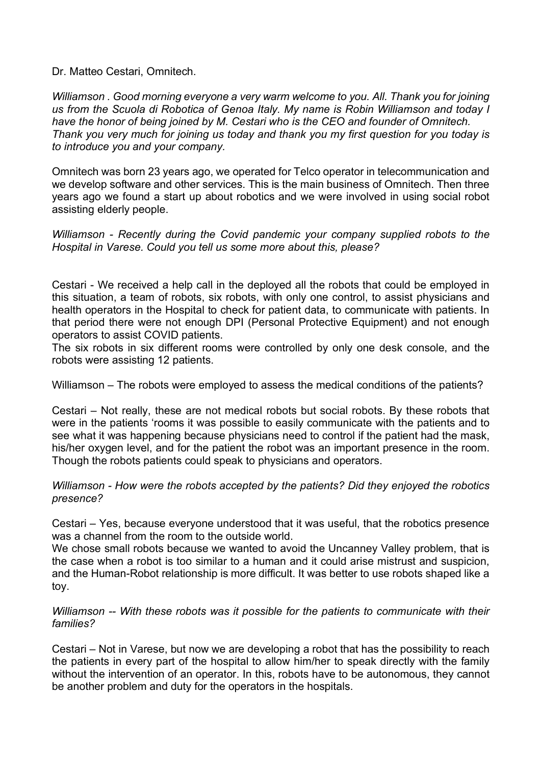Dr. Matteo Cestari, Omnitech.

*Williamson . Good morning everyone a very warm welcome to you. All. Thank you for joining us from the Scuola di Robotica of Genoa Italy. My name is Robin Williamson and today I have the honor of being joined by M. Cestari who is the CEO and founder of Omnitech. Thank you very much for joining us today and thank you my first question for you today is to introduce you and your company.*

Omnitech was born 23 years ago, we operated for Telco operator in telecommunication and we develop software and other services. This is the main business of Omnitech. Then three years ago we found a start up about robotics and we were involved in using social robot assisting elderly people.

*Williamson - Recently during the Covid pandemic your company supplied robots to the Hospital in Varese. Could you tell us some more about this, please?*

Cestari - We received a help call in the deployed all the robots that could be employed in this situation, a team of robots, six robots, with only one control, to assist physicians and health operators in the Hospital to check for patient data, to communicate with patients. In that period there were not enough DPI (Personal Protective Equipment) and not enough operators to assist COVID patients.
The six robots in six different rooms were controlled by only one desk console, and the robots were assisting 12 patients.

Williamson – The robots were employed to assess the medical conditions of the patients?

Cestari – Not really, these are not medical robots but social robots. By these robots that were in the patients 'rooms it was possible to easily communicate with the patients and to see what it was happening because physicians need to control if the patient had the mask, his/her oxygen level, and for the patient the robot was an important presence in the room. Though the robots patients could speak to physicians and operators.

*Williamson - How were the robots accepted by the patients? Did they enjoyed the robotics presence?*

Cestari – Yes, because everyone understood that it was useful, that the robotics presence was a channel from the room to the outside world.
We chose small robots because we wanted to avoid the Uncanney Valley problem, that is the case when a robot is too similar to a human and it could arise mistrust and suspicion, and the Human-Robot relationship is more difficult. It was better to use robots shaped like a toy.

*Williamson -- With these robots was it possible for the patients to communicate with their families?*

Cestari – Not in Varese, but now we are developing a robot that has the possibility to reach the patients in every part of the hospital to allow him/her to speak directly with the family without the intervention of an operator. In this, robots have to be autonomous, they cannot be another problem and duty for the operators in the hospitals.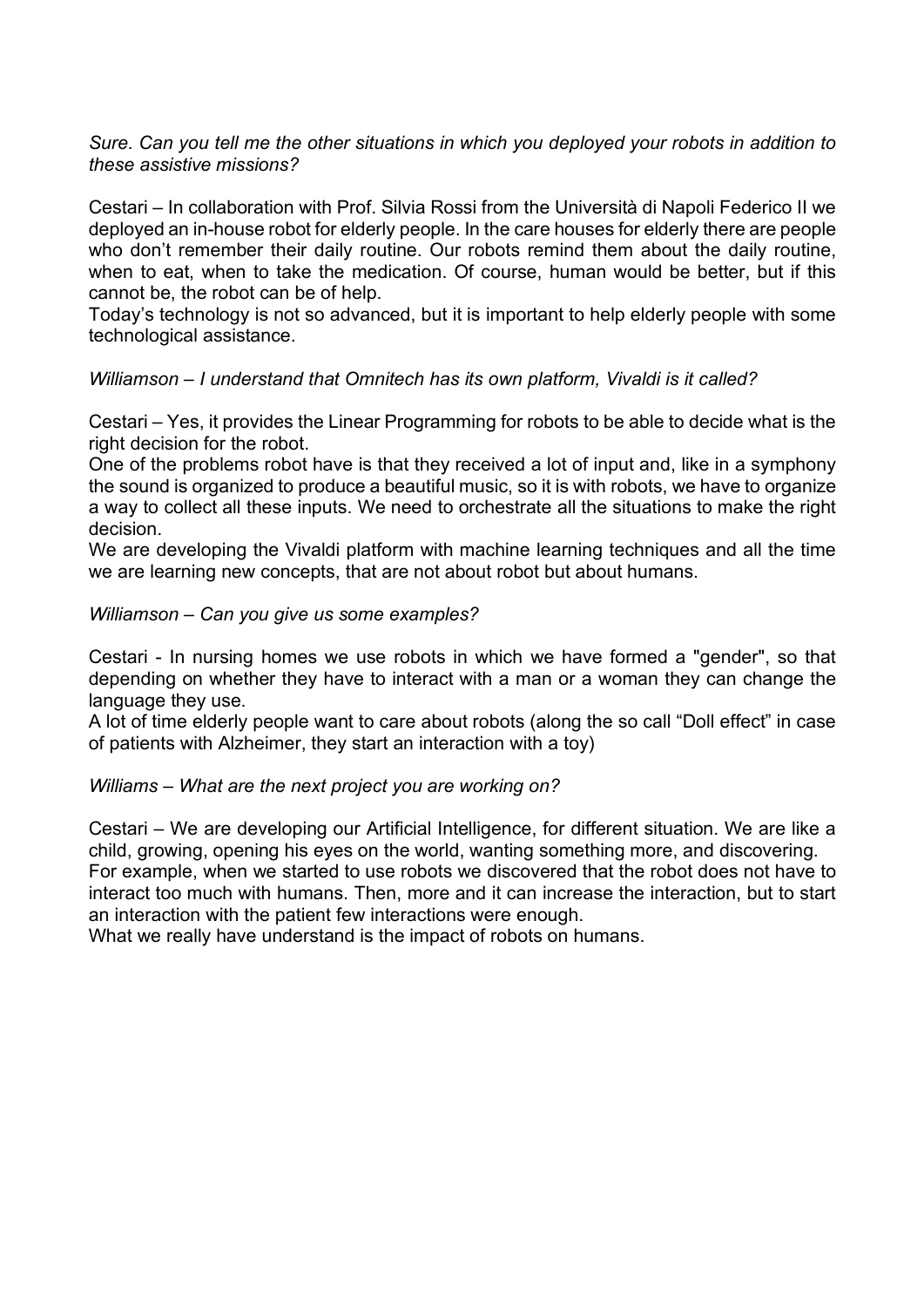*Sure. Can you tell me the other situations in which you deployed your robots in addition to these assistive missions?*

Cestari – In collaboration with Prof. Silvia Rossi from the Università di Napoli Federico II we deployed an in-house robot for elderly people. In the care houses for elderly there are people who don't remember their daily routine. Our robots remind them about the daily routine, when to eat, when to take the medication. Of course, human would be better, but if this cannot be, the robot can be of help.
Today's technology is not so advanced, but it is important to help elderly people with some technological assistance.

*Williamson – I understand that Omnitech has its own platform, Vivaldi is it called?*

Cestari – Yes, it provides the Linear Programming for robots to be able to decide what is the right decision for the robot.
One of the problems robot have is that they received a lot of input and, like in a symphony the sound is organized to produce a beautiful music, so it is with robots, we have to organize a way to collect all these inputs. We need to orchestrate all the situations to make the right decision.
We are developing the Vivaldi platform with machine learning techniques and all the time we are learning new concepts, that are not about robot but about humans.

*Williamson – Can you give us some examples?*

Cestari - In nursing homes we use robots in which we have formed a "gender", so that depending on whether they have to interact with a man or a woman they can change the language they use.
A lot of time elderly people want to care about robots (along the so call "Doll effect" in case of patients with Alzheimer, they start an interaction with a toy)

*Williams – What are the next project you are working on?*

Cestari – We are developing our Artificial Intelligence, for different situation. We are like a child, growing, opening his eyes on the world, wanting something more, and discovering.
For example, when we started to use robots we discovered that the robot does not have to interact too much with humans. Then, more and it can increase the interaction, but to start an interaction with the patient few interactions were enough.
What we really have understand is the impact of robots on humans.